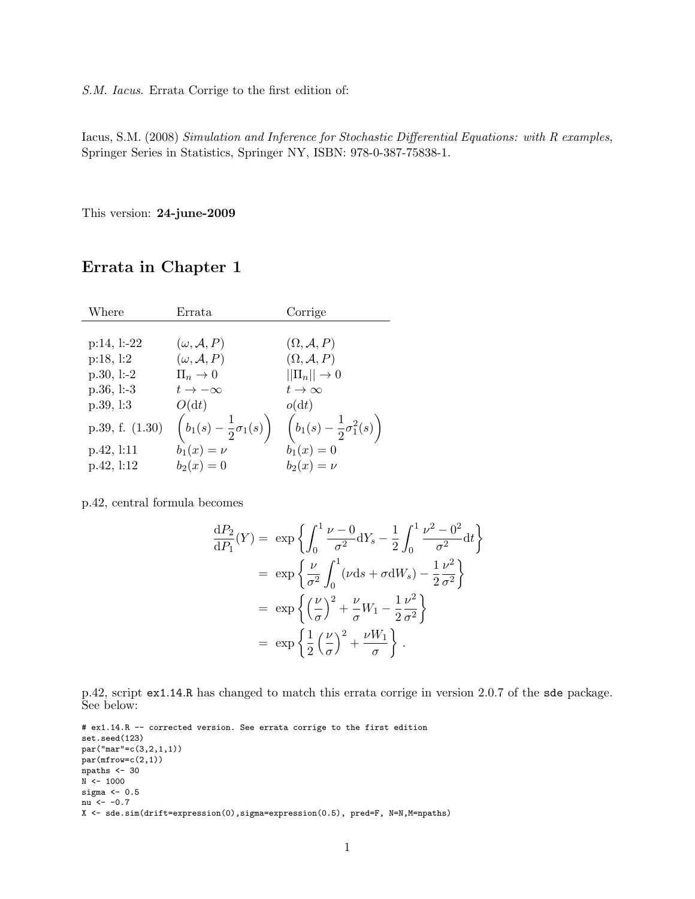*S.M. Iacus*. Errata Corrige to the first edition of:

Iacus, S.M. (2008) *Simulation and Inference for Stochastic Differential Equations: with R examples*, Springer Series in Statistics, Springer NY, ISBN: 978-0-387-75838-1.

This version: **24-june-2009**

# Errata in Chapter 1

| Where | Errata | Corrige |
|---|---|---|
| p:14, l:-22 | $(\omega, \mathcal{A}, P)$ | $(\Omega, \mathcal{A}, P)$ |
| p:18, l:2 | $(\omega, \mathcal{A}, P)$ | $(\Omega, \mathcal{A}, P)$ |
| p.30, l:-2 | $\Pi_n \to 0$ | $\|\|\Pi_n\|\| \to 0$ |
| p.36, l:-3 | $t \to -\infty$ | $t \to \infty$ |
| p.39, l:3 | $O(\mathrm{d}t)$ | $o(\mathrm{d}t)$ |
| p.39, f. (1.30) | $\left(b_1(s) - \frac{1}{2}\sigma_1(s)\right)$ | $\left(b_1(s) - \frac{1}{2}\sigma_1^2(s)\right)$ |
| p.42, l:11 | $b_1(x) = \nu$ | $b_1(x) = 0$ |
| p.42, l:12 | $b_2(x) = 0$ | $b_2(x) = \nu$ |

p.42, central formula becomes

$$
\begin{aligned}
\frac{\mathrm{d}P_2}{\mathrm{d}P_1}(Y) &= \exp\left\{\int_0^1 \frac{\nu - 0}{\sigma^2}\mathrm{d}Y_s - \frac{1}{2}\int_0^1 \frac{\nu^2 - 0^2}{\sigma^2}\mathrm{d}t\right\} \\
&= \exp\left\{\frac{\nu}{\sigma^2}\int_0^1 (\nu \mathrm{d}s + \sigma \mathrm{d}W_s) - \frac{1}{2}\frac{\nu^2}{\sigma^2}\right\} \\
&= \exp\left\{\left(\frac{\nu}{\sigma}\right)^2 + \frac{\nu}{\sigma}W_1 - \frac{1}{2}\frac{\nu^2}{\sigma^2}\right\} \\
&= \exp\left\{\frac{1}{2}\left(\frac{\nu}{\sigma}\right)^2 + \frac{\nu W_1}{\sigma}\right\} .
\end{aligned}
$$

p.42, script `ex1.14.R` has changed to match this errata corrige in version 2.0.7 of the `sde` package. See below:

```
# ex1.14.R -- corrected version. See errata corrige to the first edition
set.seed(123)
par("mar"=c(3,2,1,1))
par(mfrow=c(2,1))
npaths <- 30
N <- 1000
sigma <- 0.5
nu <- -0.7
X <- sde.sim(drift=expression(0),sigma=expression(0.5), pred=F, N=N,M=npaths)
```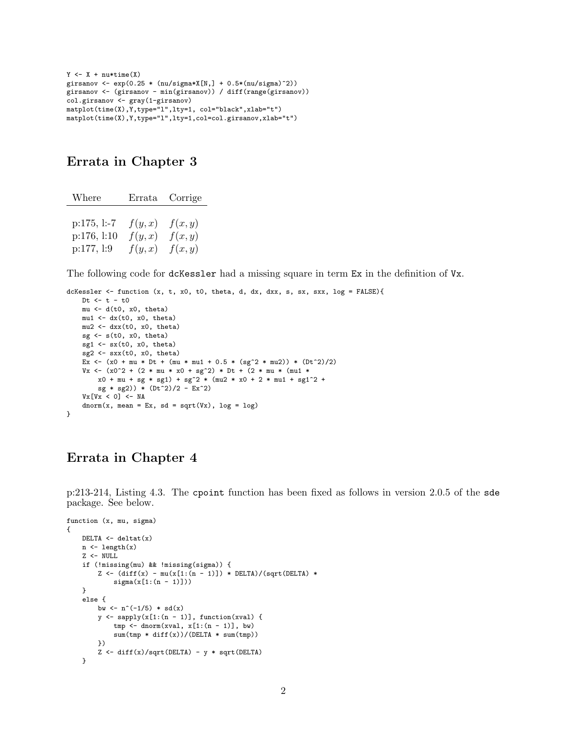```
Y <- X + nu*time(X)
girsanov <- exp(0.25 * (nu/sigma*X[N,] + 0.5*(nu/sigma)^2))
girsanov <- (girsanov - min(girsanov)) / diff(range(girsanov))
col.girsanov <- gray(1-girsanov)
matplot(time(X),Y,type="l",lty=1, col="black",xlab="t")
matplot(time(X),Y,type="l",lty=1,col=col.girsanov,xlab="t")
```

## Errata in Chapter 3

| Where | Errata | Corrige |
|---|---|---|
| p:175, l:-7 | $f(y,x)$ | $f(x,y)$ |
| p:176, l:10 | $f(y,x)$ | $f(x,y)$ |
| p:177, l:9 | $f(y,x)$ | $f(x,y)$ |

The following code for dcKessler had a missing square in term Ex in the definition of Vx.

```
dcKessler <- function (x, t, x0, t0, theta, d, dx, dxx, s, sx, sxx, log = FALSE){
    Dt <- t - t0
    mu <- d(t0, x0, theta)
    mu1 <- dx(t0, x0, theta)
    mu2 <- dxx(t0, x0, theta)
    sg <- s(t0, x0, theta)
    sg1 <- sx(t0, x0, theta)
    sg2 <- sxx(t0, x0, theta)
    Ex <- (x0 + mu * Dt + (mu * mu1 + 0.5 * (sg^2 * mu2)) * (Dt^2)/2)
    Vx <- (x0^2 + (2 * mu * x0 + sg^2) * Dt + (2 * mu * (mu1 *
        x0 + mu + sg * sg1) + sg^2 * (mu2 * x0 + 2 * mu1 + sg1^2 +
        sg * sg2)) * (Dt^2)/2 - Ex^2)
    Vx[Vx < 0] <- NA
    dnorm(x, mean = Ex, sd = sqrt(Vx), log = log)
}
```

## Errata in Chapter 4

p:213-214, Listing 4.3. The cpoint function has been fixed as follows in version 2.0.5 of the sde package. See below.

```
function (x, mu, sigma)
{
    DELTA <- deltat(x)
    n <- length(x)
    Z <- NULL
    if (!missing(mu) && !missing(sigma)) {
        Z <- (diff(x) - mu(x[1:(n - 1)]) * DELTA)/(sqrt(DELTA) *
            sigma(x[1:(n - 1)]))
    }
    else {
        bw <- n^(-1/5) * sd(x)
        y <- sapply(x[1:(n - 1)], function(xval) {
            tmp <- dnorm(xval, x[1:(n - 1)], bw)
            sum(tmp * diff(x))/(DELTA * sum(tmp))
        })
        Z <- diff(x)/sqrt(DELTA) - y * sqrt(DELTA)
    }
```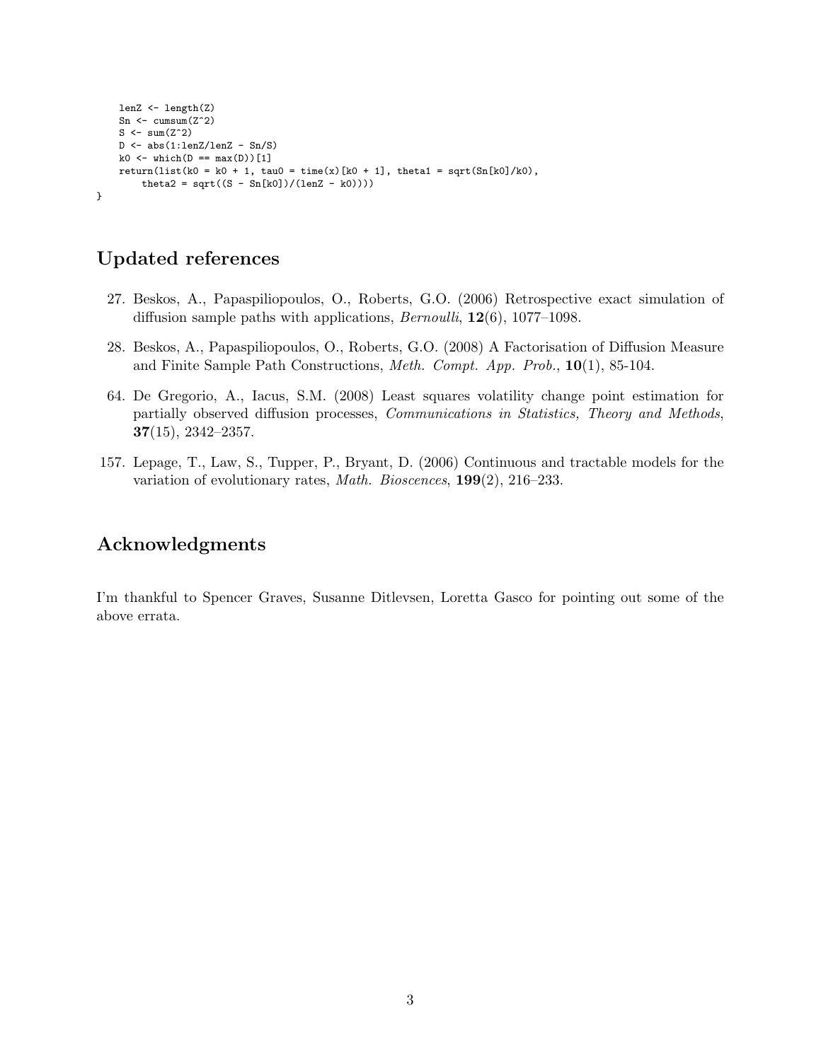```
    lenZ <- length(Z)
    Sn <- cumsum(Z^2)
    S <- sum(Z^2)
    D <- abs(1:lenZ/lenZ - Sn/S)
    k0 <- which(D == max(D))[1]
    return(list(k0 = k0 + 1, tau0 = time(x)[k0 + 1], theta1 = sqrt(Sn[k0]/k0),
        theta2 = sqrt((S - Sn[k0])/(lenZ - k0))))
}
```

## Updated references

27. Beskos, A., Papaspiliopoulos, O., Roberts, G.O. (2006) Retrospective exact simulation of diffusion sample paths with applications, *Bernoulli*, **12**(6), 1077–1098.

28. Beskos, A., Papaspiliopoulos, O., Roberts, G.O. (2008) A Factorisation of Diffusion Measure and Finite Sample Path Constructions, *Meth. Compt. App. Prob.*, **10**(1), 85-104.

64. De Gregorio, A., Iacus, S.M. (2008) Least squares volatility change point estimation for partially observed diffusion processes, *Communications in Statistics, Theory and Methods*, **37**(15), 2342–2357.

157. Lepage, T., Law, S., Tupper, P., Bryant, D. (2006) Continuous and tractable models for the variation of evolutionary rates, *Math. Bioscences*, **199**(2), 216–233.

## Acknowledgments

I'm thankful to Spencer Graves, Susanne Ditlevsen, Loretta Gasco for pointing out some of the above errata.